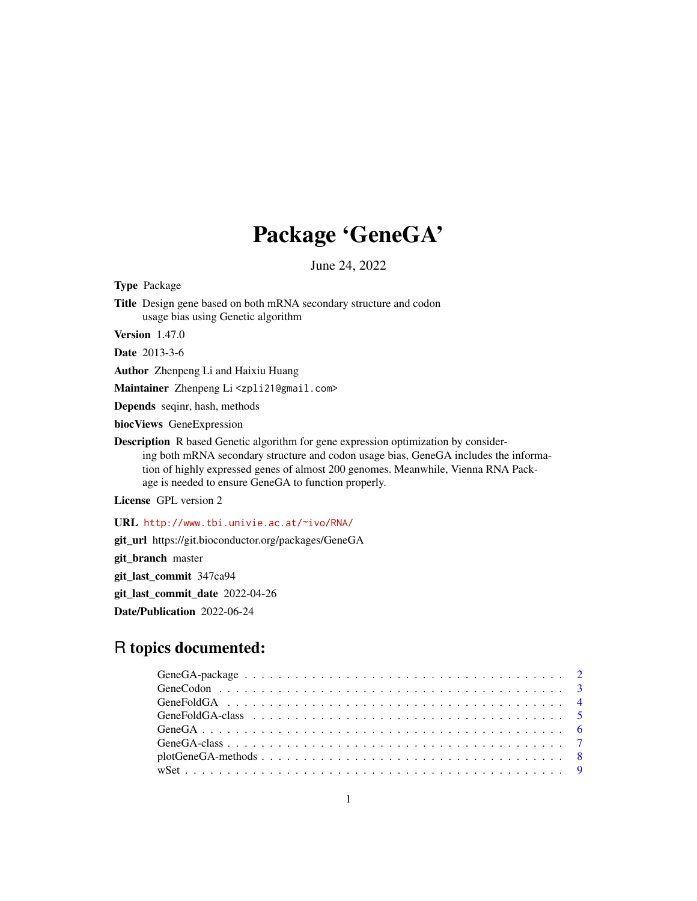# Package 'GeneGA'

June 24, 2022

**Type** Package

**Title** Design gene based on both mRNA secondary structure and codon usage bias using Genetic algorithm

**Version** 1.47.0

**Date** 2013-3-6

**Author** Zhenpeng Li and Haixiu Huang

**Maintainer** Zhenpeng Li <zpli21@gmail.com>

**Depends** seqinr, hash, methods

**biocViews** GeneExpression

**Description** R based Genetic algorithm for gene expression optimization by considering both mRNA secondary structure and codon usage bias, GeneGA includes the information of highly expressed genes of almost 200 genomes. Meanwhile, Vienna RNA Package is needed to ensure GeneGA to function properly.

**License** GPL version 2

**URL** http://www.tbi.univie.ac.at/~ivo/RNA/

**git_url** https://git.bioconductor.org/packages/GeneGA

**git_branch** master

**git_last_commit** 347ca94

**git_last_commit_date** 2022-04-26

**Date/Publication** 2022-06-24

## R topics documented:

- GeneGA-package . . . . . . . . . . . . . . . . . . . . . . . . . . . . . . . . . . . . 2
- GeneCodon . . . . . . . . . . . . . . . . . . . . . . . . . . . . . . . . . . . . . . . 3
- GeneFoldGA . . . . . . . . . . . . . . . . . . . . . . . . . . . . . . . . . . . . . . 4
- GeneFoldGA-class . . . . . . . . . . . . . . . . . . . . . . . . . . . . . . . . . . . 5
- GeneGA . . . . . . . . . . . . . . . . . . . . . . . . . . . . . . . . . . . . . . . . 6
- GeneGA-class . . . . . . . . . . . . . . . . . . . . . . . . . . . . . . . . . . . . . 7
- plotGeneGA-methods . . . . . . . . . . . . . . . . . . . . . . . . . . . . . . . . . 8
- wSet . . . . . . . . . . . . . . . . . . . . . . . . . . . . . . . . . . . . . . . . . . 9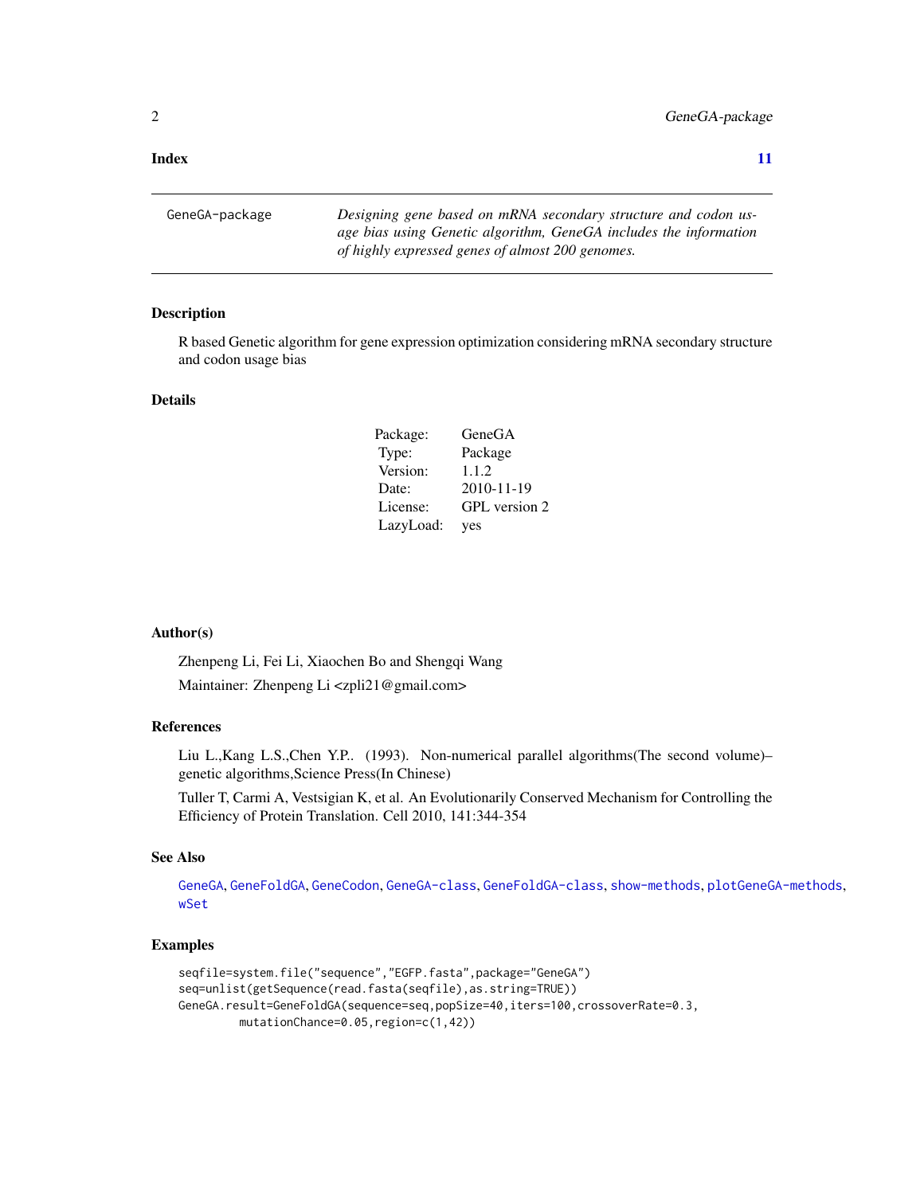**Index** 11

| GeneGA-package | *Designing gene based on mRNA secondary structure and codon usage bias using Genetic algorithm, GeneGA includes the information of highly expressed genes of almost 200 genomes.* |
|---|---|

## Description

R based Genetic algorithm for gene expression optimization considering mRNA secondary structure and codon usage bias

## Details

| | |
|---|---|
| Package: | GeneGA |
| Type: | Package |
| Version: | 1.1.2 |
| Date: | 2010-11-19 |
| License: | GPL version 2 |
| LazyLoad: | yes |

## Author(s)

Zhenpeng Li, Fei Li, Xiaochen Bo and Shengqi Wang

Maintainer: Zhenpeng Li <zpli21@gmail.com>

## References

Liu L.,Kang L.S.,Chen Y.P.. (1993). Non-numerical parallel algorithms(The second volume)–genetic algorithms,Science Press(In Chinese)

Tuller T, Carmi A, Vestsigian K, et al. An Evolutionarily Conserved Mechanism for Controlling the Efficiency of Protein Translation. Cell 2010, 141:344-354

## See Also

GeneGA, GeneFoldGA, GeneCodon, GeneGA-class, GeneFoldGA-class, show-methods, plotGeneGA-methods, wSet

## Examples

```
seqfile=system.file("sequence","EGFP.fasta",package="GeneGA")
seq=unlist(getSequence(read.fasta(seqfile),as.string=TRUE))
GeneGA.result=GeneFoldGA(sequence=seq,popSize=40,iters=100,crossoverRate=0.3,
        mutationChance=0.05,region=c(1,42))
```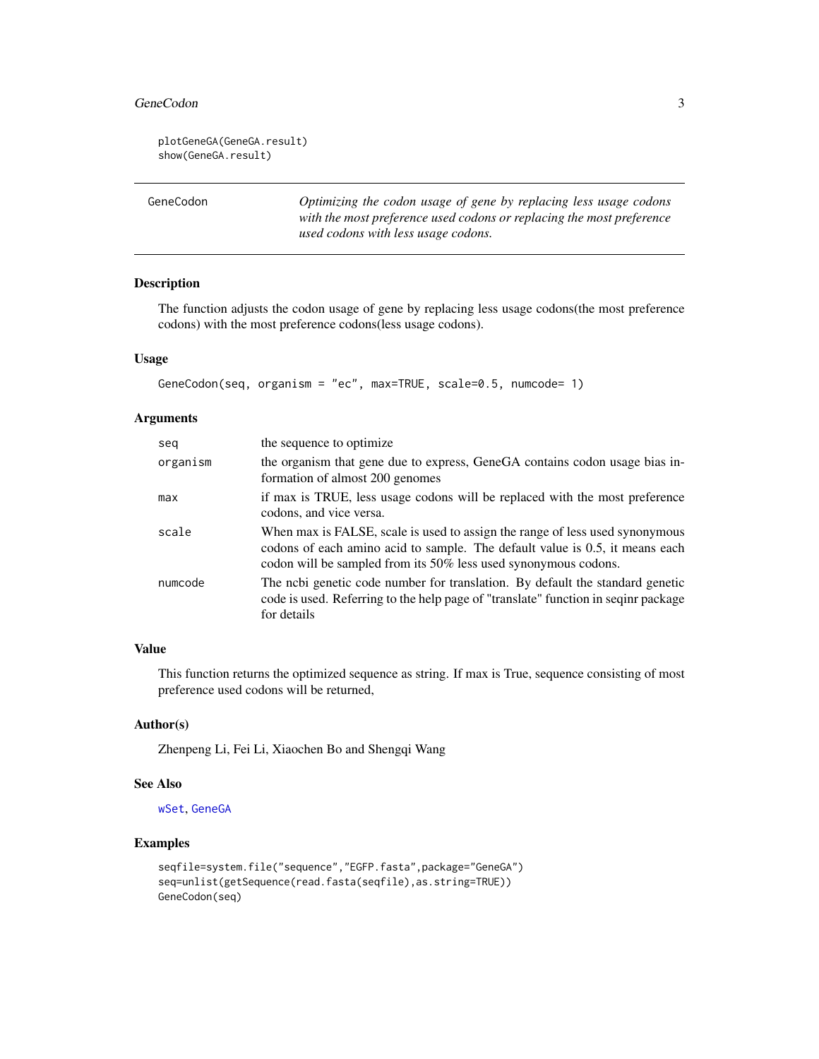```
plotGeneGA(GeneGA.result)
show(GeneGA.result)
```

## GeneCodon — *Optimizing the codon usage of gene by replacing less usage codons with the most preference used codons or replacing the most preference used codons with less usage codons.*

### Description

The function adjusts the codon usage of gene by replacing less usage codons(the most preference codons) with the most preference codons(less usage codons).

### Usage

```
GeneCodon(seq, organism = "ec", max=TRUE, scale=0.5, numcode= 1)
```

### Arguments

| | |
|---|---|
| seq | the sequence to optimize |
| organism | the organism that gene due to express, GeneGA contains codon usage bias information of almost 200 genomes |
| max | if max is TRUE, less usage codons will be replaced with the most preference codons, and vice versa. |
| scale | When max is FALSE, scale is used to assign the range of less used synonymous codons of each amino acid to sample. The default value is 0.5, it means each codon will be sampled from its 50% less used synonymous codons. |
| numcode | The ncbi genetic code number for translation. By default the standard genetic code is used. Referring to the help page of "translate" function in seqinr package for details |

### Value

This function returns the optimized sequence as string. If max is True, sequence consisting of most preference used codons will be returned,

### Author(s)

Zhenpeng Li, Fei Li, Xiaochen Bo and Shengqi Wang

### See Also

wSet, GeneGA

### Examples

```
seqfile=system.file("sequence","EGFP.fasta",package="GeneGA")
seq=unlist(getSequence(read.fasta(seqfile),as.string=TRUE))
GeneCodon(seq)
```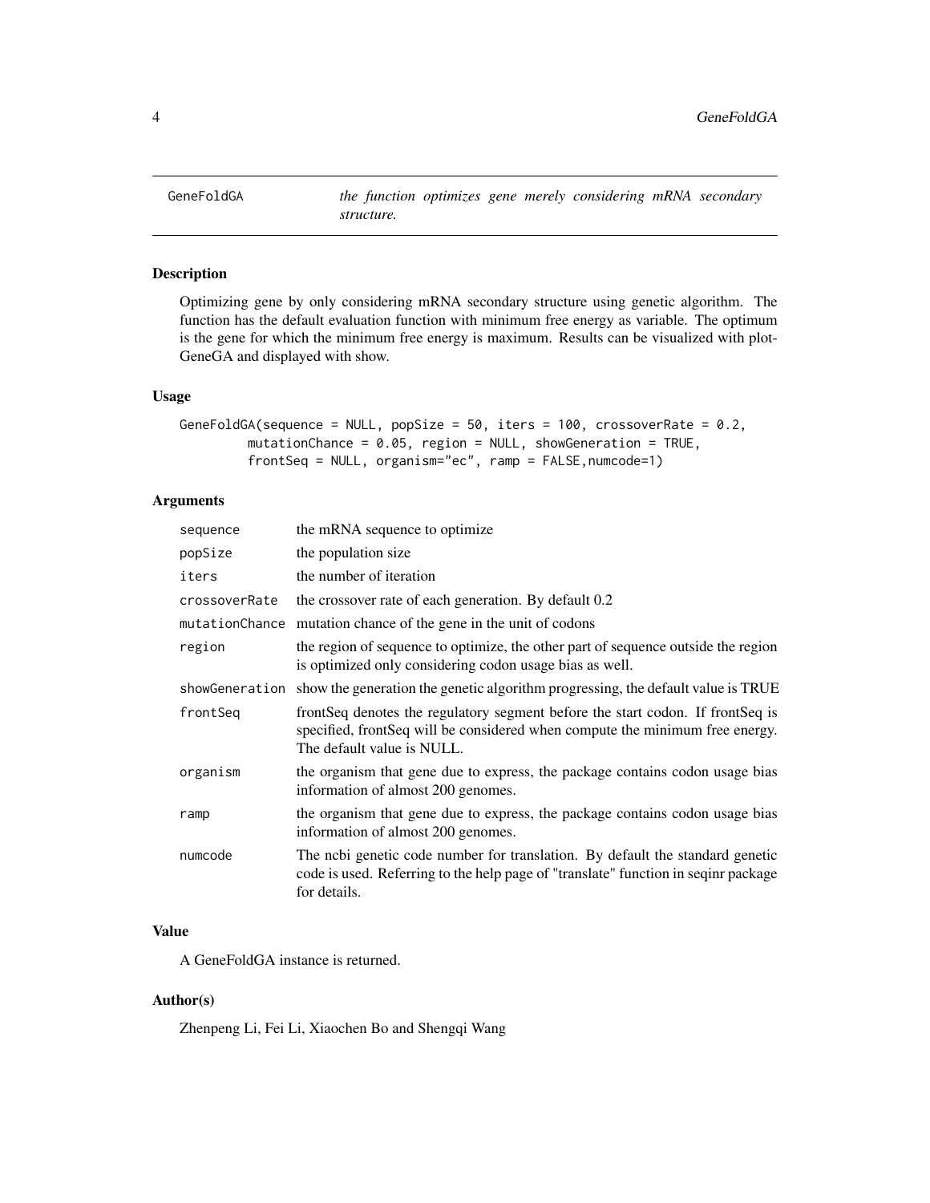GeneFoldGA *the function optimizes gene merely considering mRNA secondary structure.*

## Description

Optimizing gene by only considering mRNA secondary structure using genetic algorithm. The function has the default evaluation function with minimum free energy as variable. The optimum is the gene for which the minimum free energy is maximum. Results can be visualized with plot-GeneGA and displayed with show.

## Usage

```
GeneFoldGA(sequence = NULL, popSize = 50, iters = 100, crossoverRate = 0.2,
        mutationChance = 0.05, region = NULL, showGeneration = TRUE,
        frontSeq = NULL, organism="ec", ramp = FALSE,numcode=1)
```

## Arguments

| | |
|---|---|
| sequence | the mRNA sequence to optimize |
| popSize | the population size |
| iters | the number of iteration |
| crossoverRate | the crossover rate of each generation. By default 0.2 |
| mutationChance | mutation chance of the gene in the unit of codons |
| region | the region of sequence to optimize, the other part of sequence outside the region is optimized only considering codon usage bias as well. |
| showGeneration | show the generation the genetic algorithm progressing, the default value is TRUE |
| frontSeq | frontSeq denotes the regulatory segment before the start codon. If frontSeq is specified, frontSeq will be considered when compute the minimum free energy. The default value is NULL. |
| organism | the organism that gene due to express, the package contains codon usage bias information of almost 200 genomes. |
| ramp | the organism that gene due to express, the package contains codon usage bias information of almost 200 genomes. |
| numcode | The ncbi genetic code number for translation. By default the standard genetic code is used. Referring to the help page of "translate" function in seqinr package for details. |

## Value

A GeneFoldGA instance is returned.

## Author(s)

Zhenpeng Li, Fei Li, Xiaochen Bo and Shengqi Wang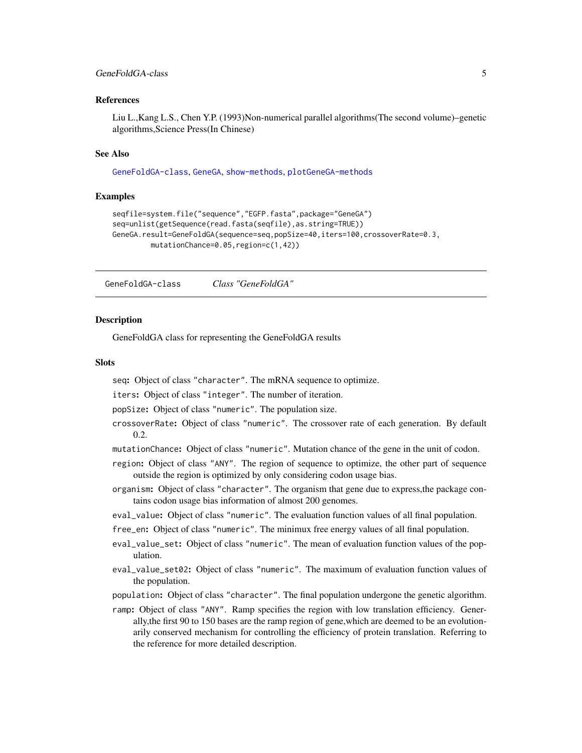### References

Liu L.,Kang L.S., Chen Y.P. (1993)Non-numerical parallel algorithms(The second volume)–genetic algorithms,Science Press(In Chinese)

### See Also

GeneFoldGA-class, GeneGA, show-methods, plotGeneGA-methods

### Examples

```
seqfile=system.file("sequence","EGFP.fasta",package="GeneGA")
seq=unlist(getSequence(read.fasta(seqfile),as.string=TRUE))
GeneGA.result=GeneFoldGA(sequence=seq,popSize=40,iters=100,crossoverRate=0.3,
         mutationChance=0.05,region=c(1,42))
```

---

## GeneFoldGA-class    *Class "GeneFoldGA"*

---

### Description

GeneFoldGA class for representing the GeneFoldGA results

### Slots

- `seq`: Object of class "character". The mRNA sequence to optimize.
- `iters`: Object of class "integer". The number of iteration.
- `popSize`: Object of class "numeric". The population size.
- `crossoverRate`: Object of class "numeric". The crossover rate of each generation. By default 0.2.
- `mutationChance`: Object of class "numeric". Mutation chance of the gene in the unit of codon.
- `region`: Object of class "ANY". The region of sequence to optimize, the other part of sequence outside the region is optimized by only considering codon usage bias.
- `organism`: Object of class "character". The organism that gene due to express,the package contains codon usage bias information of almost 200 genomes.
- `eval_value`: Object of class "numeric". The evaluation function values of all final population.
- `free_en`: Object of class "numeric". The minimux free energy values of all final population.
- `eval_value_set`: Object of class "numeric". The mean of evaluation function values of the population.
- `eval_value_set02`: Object of class "numeric". The maximum of evaluation function values of the population.
- `population`: Object of class "character". The final population undergone the genetic algorithm.
- `ramp`: Object of class "ANY". Ramp specifies the region with low translation efficiency. Generally,the first 90 to 150 bases are the ramp region of gene,which are deemed to be an evolutionarily conserved mechanism for controlling the efficiency of protein translation. Referring to the reference for more detailed description.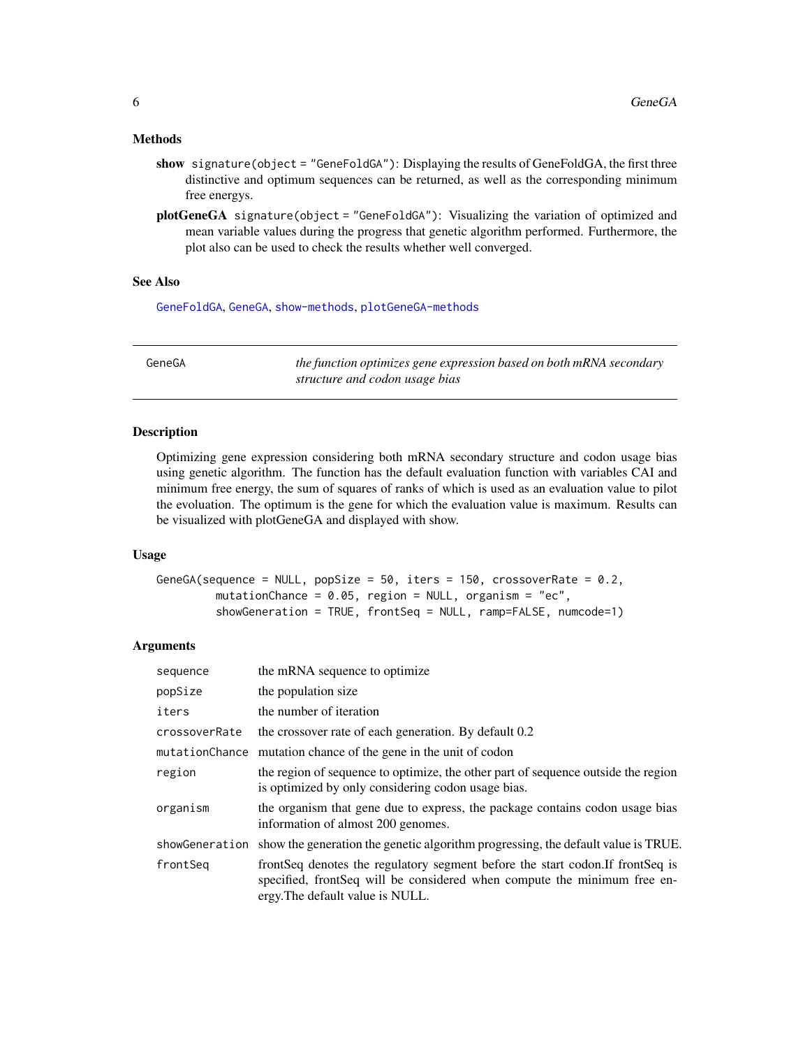## Methods

**show** `signature(object = "GeneFoldGA")`: Displaying the results of GeneFoldGA, the first three distinctive and optimum sequences can be returned, as well as the corresponding minimum free energys.

**plotGeneGA** `signature(object = "GeneFoldGA")`: Visualizing the variation of optimized and mean variable values during the progress that genetic algorithm performed. Furthermore, the plot also can be used to check the results whether well converged.

## See Also

GeneFoldGA, GeneGA, show-methods, plotGeneGA-methods

---

# GeneGA — *the function optimizes gene expression based on both mRNA secondary structure and codon usage bias*

---

## Description

Optimizing gene expression considering both mRNA secondary structure and codon usage bias using genetic algorithm. The function has the default evaluation function with variables CAI and minimum free energy, the sum of squares of ranks of which is used as an evaluation value to pilot the evoluation. The optimum is the gene for which the evaluation value is maximum. Results can be visualized with plotGeneGA and displayed with show.

## Usage

```
GeneGA(sequence = NULL, popSize = 50, iters = 150, crossoverRate = 0.2,
         mutationChance = 0.05, region = NULL, organism = "ec",
         showGeneration = TRUE, frontSeq = NULL, ramp=FALSE, numcode=1)
```

## Arguments

| | |
|---|---|
| `sequence` | the mRNA sequence to optimize |
| `popSize` | the population size |
| `iters` | the number of iteration |
| `crossoverRate` | the crossover rate of each generation. By default 0.2 |
| `mutationChance` | mutation chance of the gene in the unit of codon |
| `region` | the region of sequence to optimize, the other part of sequence outside the region is optimized by only considering codon usage bias. |
| `organism` | the organism that gene due to express, the package contains codon usage bias information of almost 200 genomes. |
| `showGeneration` | show the generation the genetic algorithm progressing, the default value is TRUE. |
| `frontSeq` | frontSeq denotes the regulatory segment before the start codon.If frontSeq is specified, frontSeq will be considered when compute the minimum free energy.The default value is NULL. |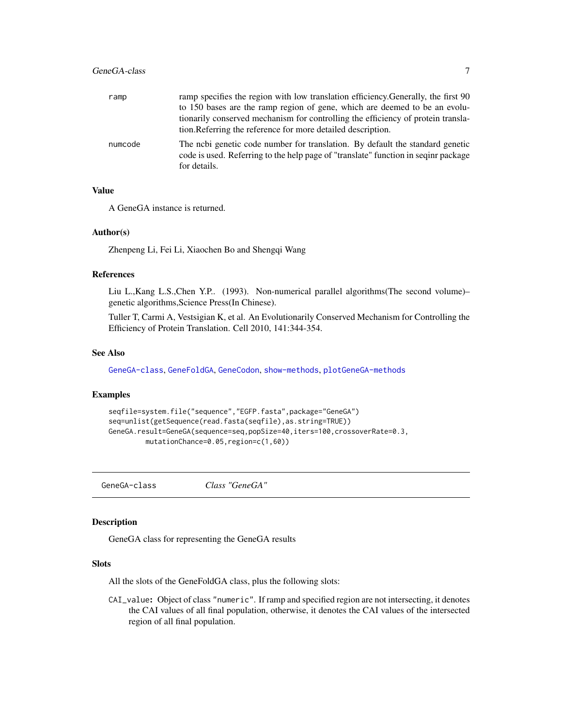| | |
|---|---|
| ramp | ramp specifies the region with low translation efficiency.Generally, the first 90 to 150 bases are the ramp region of gene, which are deemed to be an evolutionarily conserved mechanism for controlling the efficiency of protein translation.Referring the reference for more detailed description. |
| numcode | The ncbi genetic code number for translation. By default the standard genetic code is used. Referring to the help page of "translate" function in seqinr package for details. |

### Value

A GeneGA instance is returned.

### Author(s)

Zhenpeng Li, Fei Li, Xiaochen Bo and Shengqi Wang

### References

Liu L.,Kang L.S.,Chen Y.P.. (1993). Non-numerical parallel algorithms(The second volume)–genetic algorithms,Science Press(In Chinese).

Tuller T, Carmi A, Vestsigian K, et al. An Evolutionarily Conserved Mechanism for Controlling the Efficiency of Protein Translation. Cell 2010, 141:344-354.

### See Also

GeneGA-class, GeneFoldGA, GeneCodon, show-methods, plotGeneGA-methods

### Examples

```
seqfile=system.file("sequence","EGFP.fasta",package="GeneGA")
seq=unlist(getSequence(read.fasta(seqfile),as.string=TRUE))
GeneGA.result=GeneGA(sequence=seq,popSize=40,iters=100,crossoverRate=0.3,
         mutationChance=0.05,region=c(1,60))
```

---

## GeneGA-class *Class "GeneGA"*

### Description

GeneGA class for representing the GeneGA results

### Slots

All the slots of the GeneFoldGA class, plus the following slots:

`CAI_value`**:** Object of class `"numeric"`. If ramp and specified region are not intersecting, it denotes the CAI values of all final population, otherwise, it denotes the CAI values of the intersected region of all final population.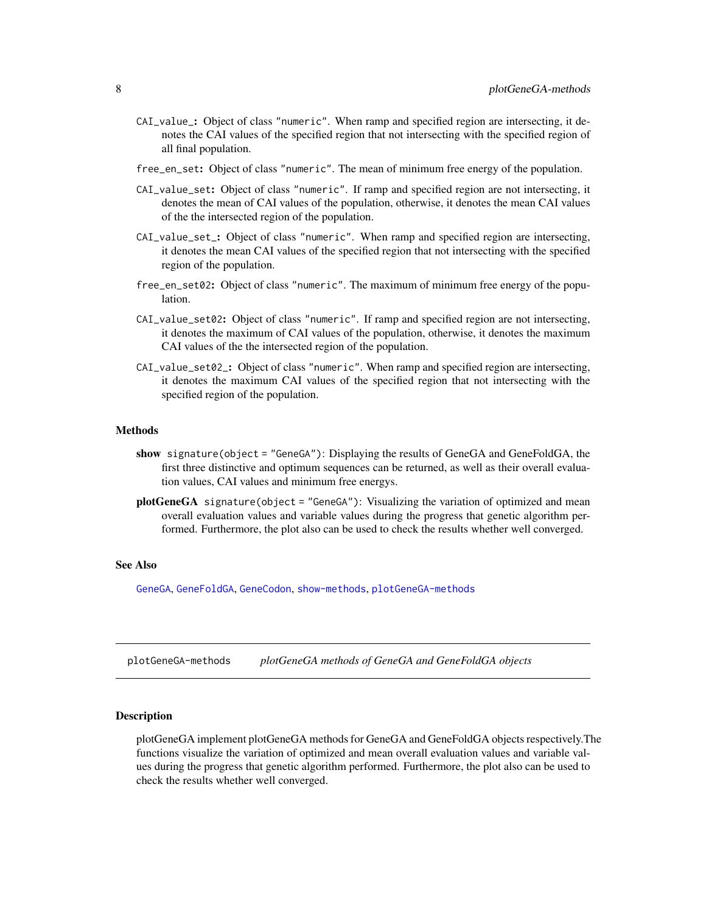- `CAI_value_`: Object of class "numeric". When ramp and specified region are intersecting, it denotes the CAI values of the specified region that not intersecting with the specified region of all final population.
- `free_en_set`: Object of class "numeric". The mean of minimum free energy of the population.
- `CAI_value_set`: Object of class "numeric". If ramp and specified region are not intersecting, it denotes the mean of CAI values of the population, otherwise, it denotes the mean CAI values of the the intersected region of the population.
- `CAI_value_set_`: Object of class "numeric". When ramp and specified region are intersecting, it denotes the mean CAI values of the specified region that not intersecting with the specified region of the population.
- `free_en_set02`: Object of class "numeric". The maximum of minimum free energy of the population.
- `CAI_value_set02`: Object of class "numeric". If ramp and specified region are not intersecting, it denotes the maximum of CAI values of the population, otherwise, it denotes the maximum CAI values of the the intersected region of the population.
- `CAI_value_set02_`: Object of class "numeric". When ramp and specified region are intersecting, it denotes the maximum CAI values of the specified region that not intersecting with the specified region of the population.

### Methods

- **show** `signature(object = "GeneGA")`: Displaying the results of GeneGA and GeneFoldGA, the first three distinctive and optimum sequences can be returned, as well as their overall evaluation values, CAI values and minimum free energys.
- **plotGeneGA** `signature(object = "GeneGA")`: Visualizing the variation of optimized and mean overall evaluation values and variable values during the progress that genetic algorithm performed. Furthermore, the plot also can be used to check the results whether well converged.

### See Also

`GeneGA`, `GeneFoldGA`, `GeneCodon`, `show-methods`, `plotGeneGA-methods`

---

## plotGeneGA-methods    *plotGeneGA methods of GeneGA and GeneFoldGA objects*

### Description

plotGeneGA implement plotGeneGA methods for GeneGA and GeneFoldGA objects respectively.The functions visualize the variation of optimized and mean overall evaluation values and variable values during the progress that genetic algorithm performed. Furthermore, the plot also can be used to check the results whether well converged.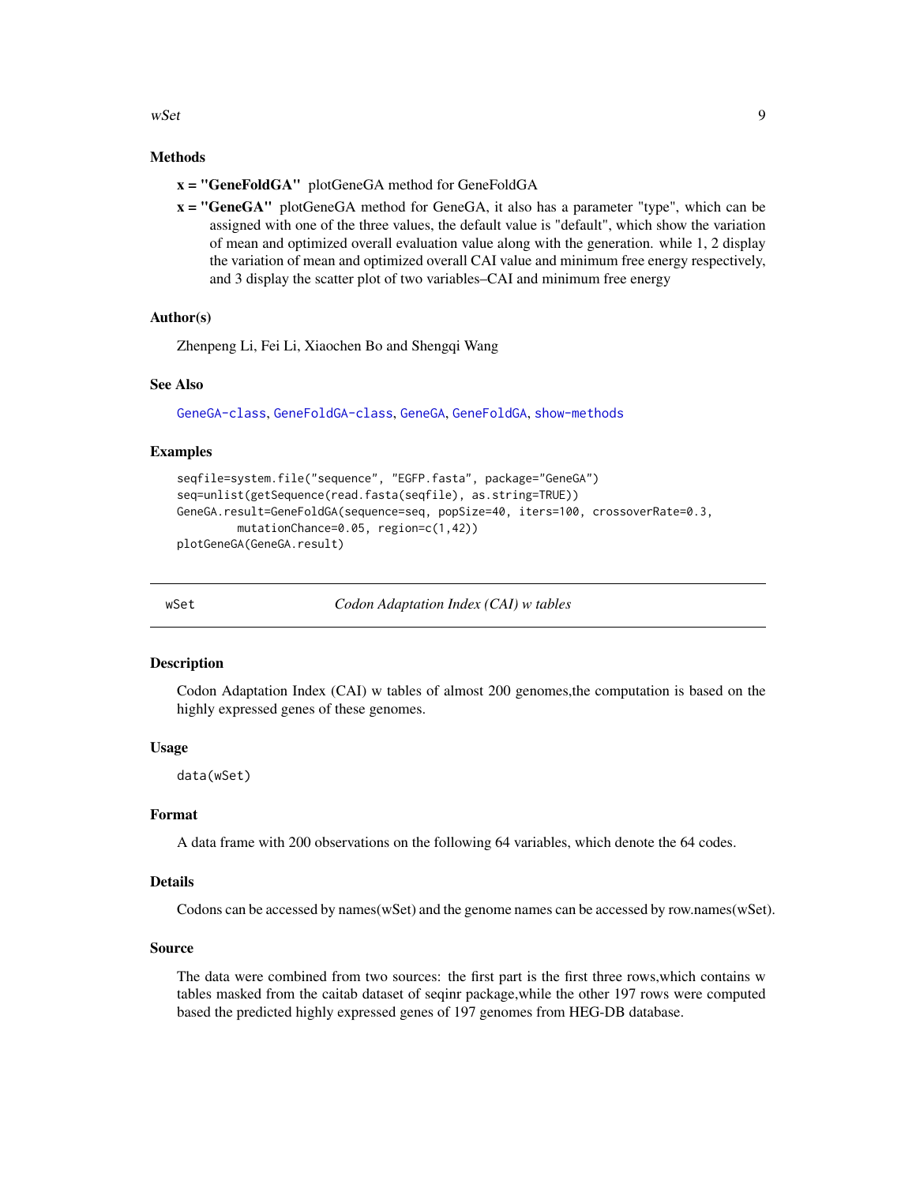### Methods

**x = "GeneFoldGA"** plotGeneGA method for GeneFoldGA

**x = "GeneGA"** plotGeneGA method for GeneGA, it also has a parameter "type", which can be assigned with one of the three values, the default value is "default", which show the variation of mean and optimized overall evaluation value along with the generation. while 1, 2 display the variation of mean and optimized overall CAI value and minimum free energy respectively, and 3 display the scatter plot of two variables–CAI and minimum free energy

### Author(s)

Zhenpeng Li, Fei Li, Xiaochen Bo and Shengqi Wang

### See Also

GeneGA-class, GeneFoldGA-class, GeneGA, GeneFoldGA, show-methods

### Examples

```
seqfile=system.file("sequence", "EGFP.fasta", package="GeneGA")
seq=unlist(getSequence(read.fasta(seqfile), as.string=TRUE))
GeneGA.result=GeneFoldGA(sequence=seq, popSize=40, iters=100, crossoverRate=0.3,
        mutationChance=0.05, region=c(1,42))
plotGeneGA(GeneGA.result)
```

---

## wSet *Codon Adaptation Index (CAI) w tables*

### Description

Codon Adaptation Index (CAI) w tables of almost 200 genomes,the computation is based on the highly expressed genes of these genomes.

### Usage

```
data(wSet)
```

### Format

A data frame with 200 observations on the following 64 variables, which denote the 64 codes.

### Details

Codons can be accessed by names(wSet) and the genome names can be accessed by row.names(wSet).

### Source

The data were combined from two sources: the first part is the first three rows,which contains w tables masked from the caitab dataset of seqinr package,while the other 197 rows were computed based the predicted highly expressed genes of 197 genomes from HEG-DB database.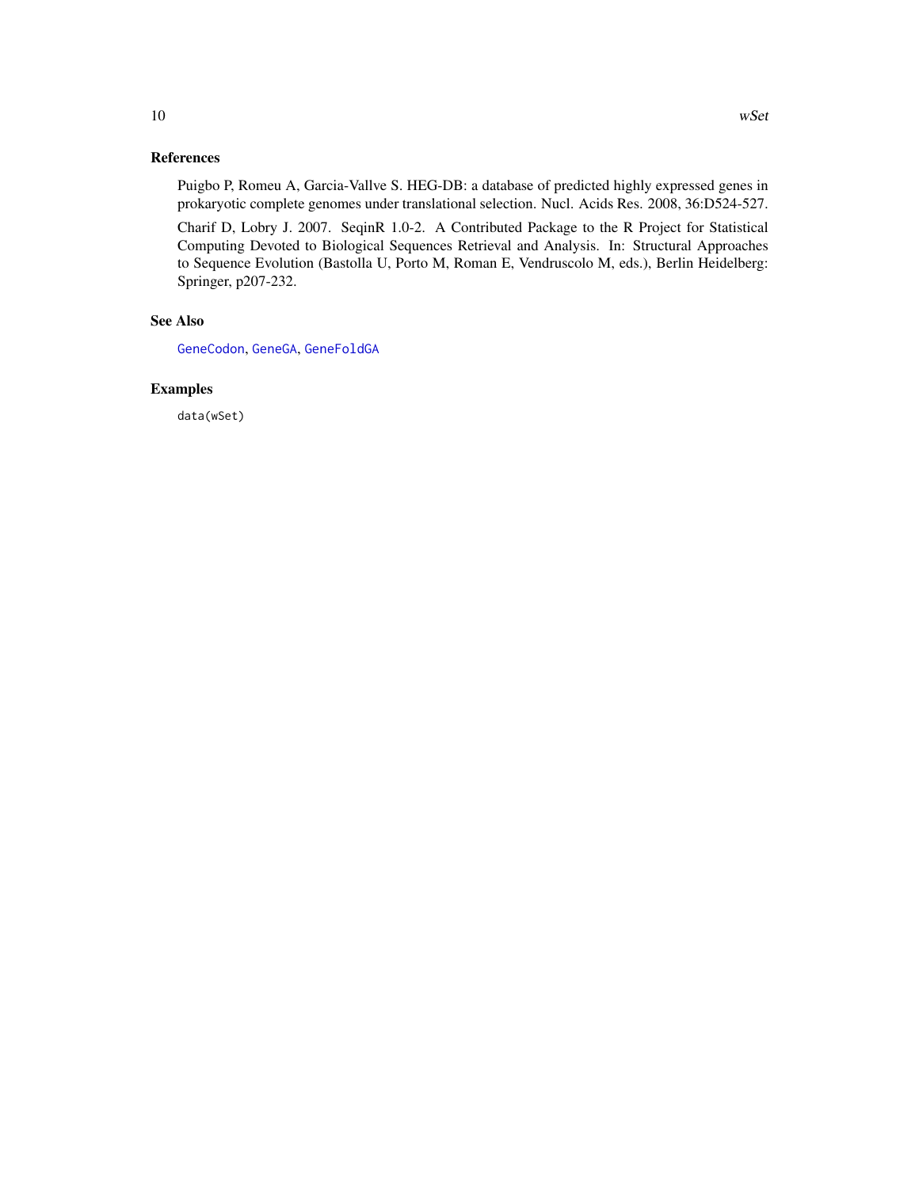### References

Puigbo P, Romeu A, Garcia-Vallve S. HEG-DB: a database of predicted highly expressed genes in prokaryotic complete genomes under translational selection. Nucl. Acids Res. 2008, 36:D524-527.

Charif D, Lobry J. 2007. SeqinR 1.0-2. A Contributed Package to the R Project for Statistical Computing Devoted to Biological Sequences Retrieval and Analysis. In: Structural Approaches to Sequence Evolution (Bastolla U, Porto M, Roman E, Vendruscolo M, eds.), Berlin Heidelberg: Springer, p207-232.

### See Also

`GeneCodon`, `GeneGA`, `GeneFoldGA`

### Examples

```
data(wSet)
```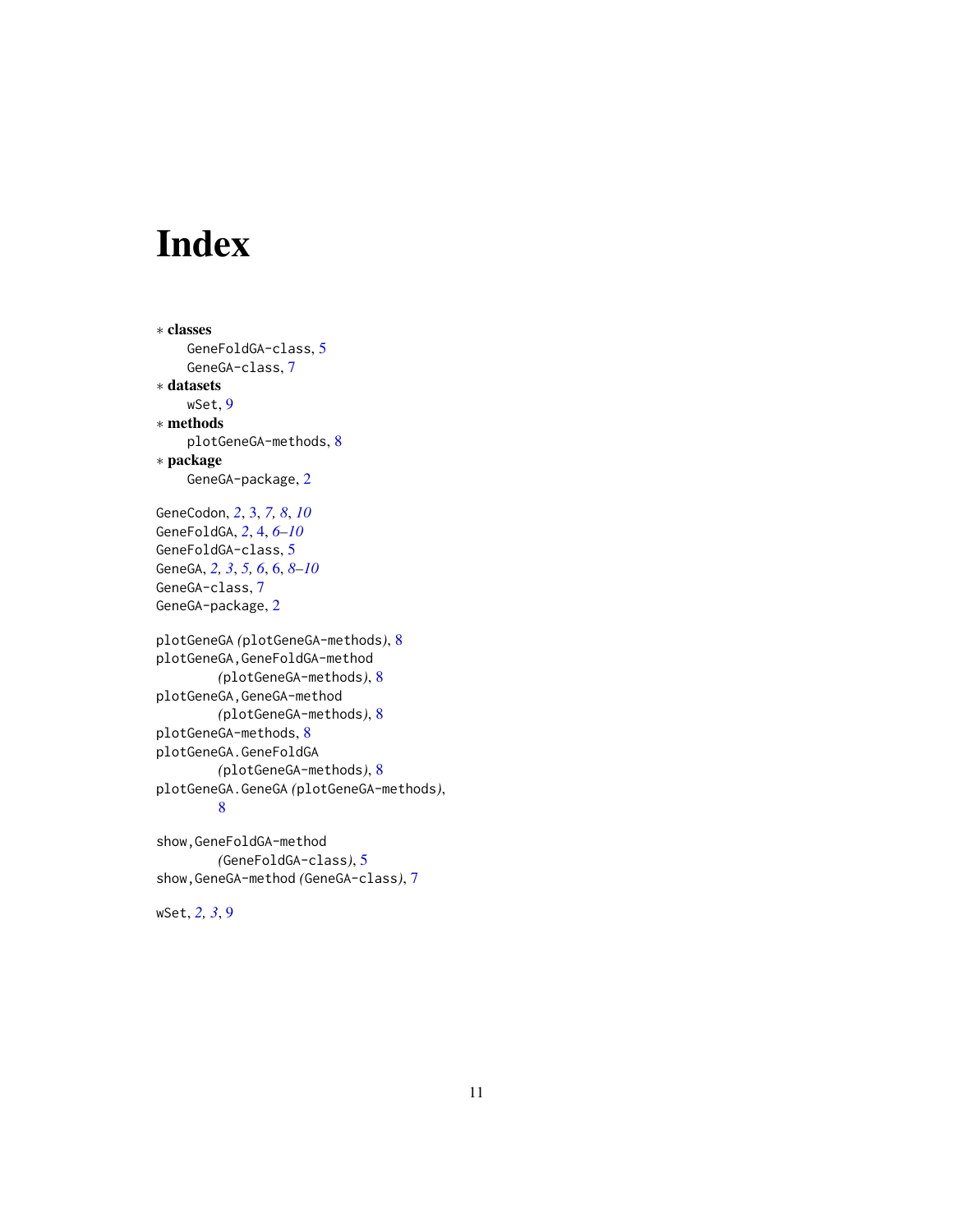# Index

∗ **classes**
  GeneFoldGA-class, 5
  GeneGA-class, 7

∗ **datasets**
  wSet, 9

∗ **methods**
  plotGeneGA-methods, 8

∗ **package**
  GeneGA-package, 2

GeneCodon, *2*, 3, *7, 8*, *10*
GeneFoldGA, *2*, 4, *6–10*
GeneFoldGA-class, 5
GeneGA, *2, 3*, *5, 6*, 6, *8–10*
GeneGA-class, 7
GeneGA-package, 2

plotGeneGA *(*plotGeneGA-methods*)*, 8
plotGeneGA,GeneFoldGA-method
    *(*plotGeneGA-methods*)*, 8
plotGeneGA,GeneGA-method
    *(*plotGeneGA-methods*)*, 8
plotGeneGA-methods, 8
plotGeneGA.GeneFoldGA
    *(*plotGeneGA-methods*)*, 8
plotGeneGA.GeneGA *(*plotGeneGA-methods*)*,
    8

show,GeneFoldGA-method
    *(*GeneFoldGA-class*)*, 5
show,GeneGA-method *(*GeneGA-class*)*, 7

wSet, *2, 3*, 9